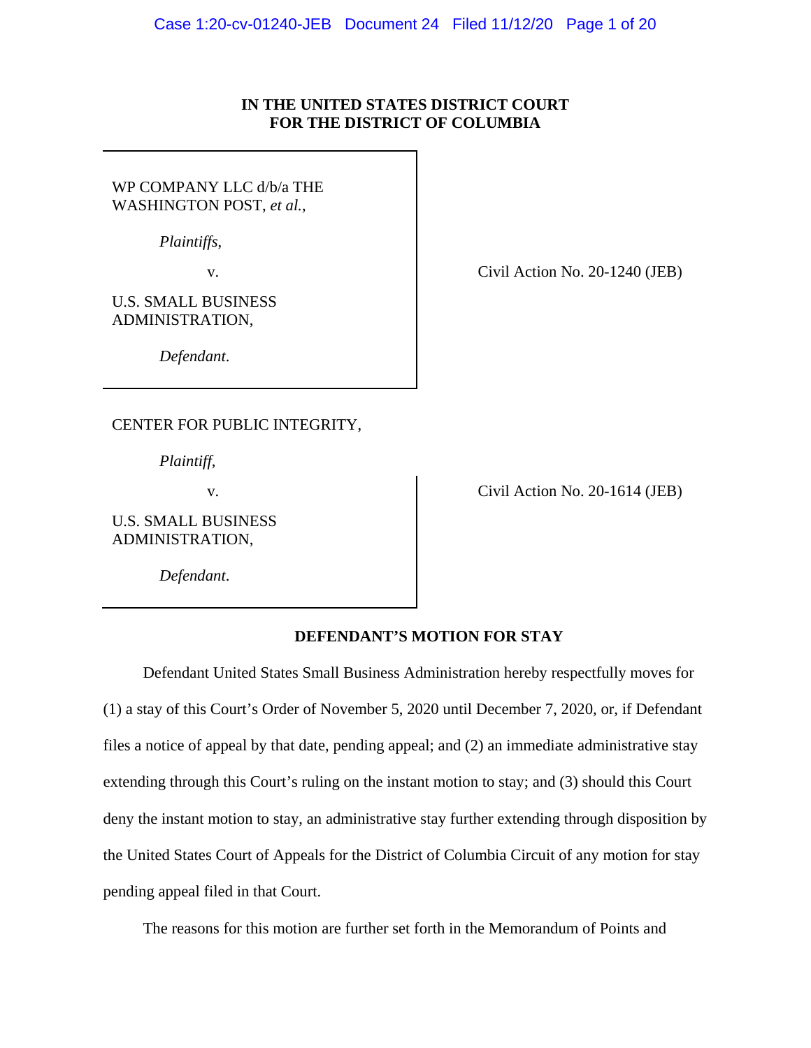**IN THE UNITED STATES DISTRICT COURT**
**FOR THE DISTRICT OF COLUMBIA**

WP COMPANY LLC d/b/a THE WASHINGTON POST, *et al.*,

*Plaintiffs*,

v.

U.S. SMALL BUSINESS ADMINISTRATION,

*Defendant*.

Civil Action No. 20-1240 (JEB)

CENTER FOR PUBLIC INTEGRITY,

*Plaintiff*,

v.

U.S. SMALL BUSINESS ADMINISTRATION,

*Defendant*.

Civil Action No. 20-1614 (JEB)

**DEFENDANT'S MOTION FOR STAY**

Defendant United States Small Business Administration hereby respectfully moves for (1) a stay of this Court's Order of November 5, 2020 until December 7, 2020, or, if Defendant files a notice of appeal by that date, pending appeal; and (2) an immediate administrative stay extending through this Court's ruling on the instant motion to stay; and (3) should this Court deny the instant motion to stay, an administrative stay further extending through disposition by the United States Court of Appeals for the District of Columbia Circuit of any motion for stay pending appeal filed in that Court.

The reasons for this motion are further set forth in the Memorandum of Points and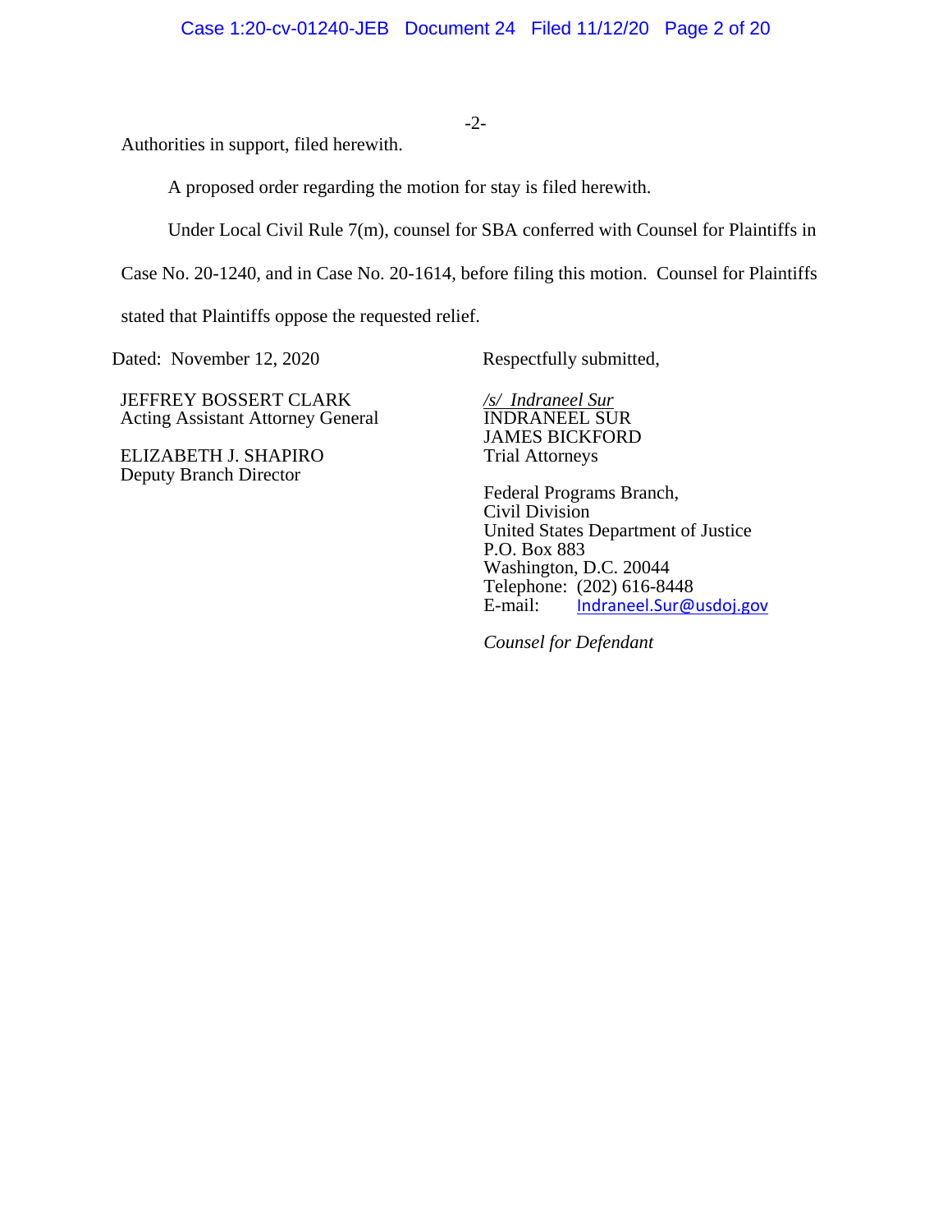Authorities in support, filed herewith.

A proposed order regarding the motion for stay is filed herewith.

Under Local Civil Rule 7(m), counsel for SBA conferred with Counsel for Plaintiffs in Case No. 20-1240, and in Case No. 20-1614, before filing this motion. Counsel for Plaintiffs stated that Plaintiffs oppose the requested relief.

Dated: November 12, 2020

Respectfully submitted,

JEFFREY BOSSERT CLARK
Acting Assistant Attorney General

ELIZABETH J. SHAPIRO
Deputy Branch Director

*/s/ Indraneel Sur*
INDRANEEL SUR
JAMES BICKFORD
Trial Attorneys

Federal Programs Branch,
Civil Division
United States Department of Justice
P.O. Box 883
Washington, D.C. 20044
Telephone: (202) 616-8448
E-mail: Indraneel.Sur@usdoj.gov

*Counsel for Defendant*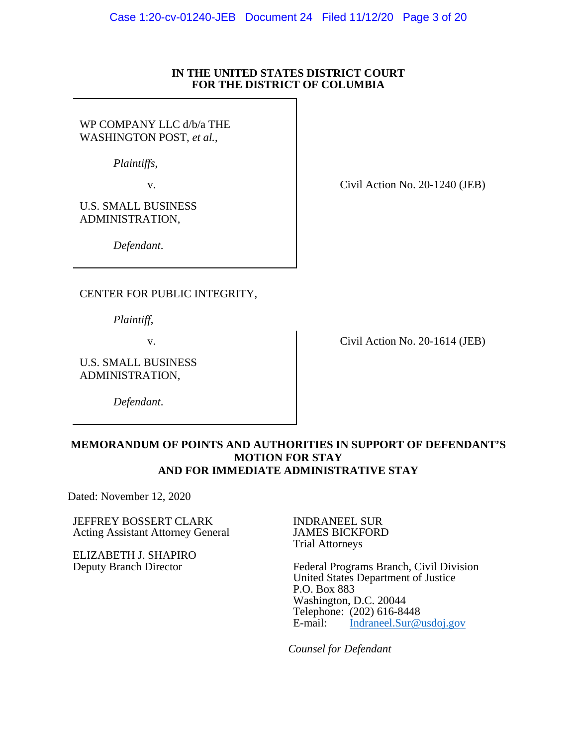**IN THE UNITED STATES DISTRICT COURT**
**FOR THE DISTRICT OF COLUMBIA**

WP COMPANY LLC d/b/a THE WASHINGTON POST, *et al.*,

*Plaintiffs*,

v.

U.S. SMALL BUSINESS ADMINISTRATION,

*Defendant*.

Civil Action No. 20-1240 (JEB)

CENTER FOR PUBLIC INTEGRITY,

*Plaintiff*,

v.

U.S. SMALL BUSINESS ADMINISTRATION,

*Defendant*.

Civil Action No. 20-1614 (JEB)

**MEMORANDUM OF POINTS AND AUTHORITIES IN SUPPORT OF DEFENDANT'S MOTION FOR STAY AND FOR IMMEDIATE ADMINISTRATIVE STAY**

Dated: November 12, 2020

JEFFREY BOSSERT CLARK
Acting Assistant Attorney General

ELIZABETH J. SHAPIRO
Deputy Branch Director

INDRANEEL SUR
JAMES BICKFORD
Trial Attorneys

Federal Programs Branch, Civil Division
United States Department of Justice
P.O. Box 883
Washington, D.C. 20044
Telephone: (202) 616-8448
E-mail: Indraneel.Sur@usdoj.gov

*Counsel for Defendant*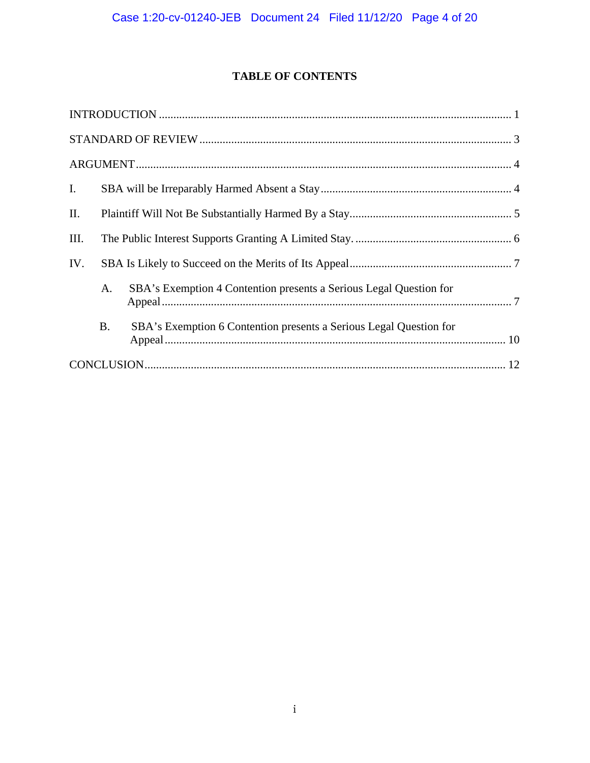# TABLE OF CONTENTS

INTRODUCTION ........................................................................................................................ 1

STANDARD OF REVIEW .......................................................................................................... 3

ARGUMENT ............................................................................................................................... 4

I. SBA will be Irreparably Harmed Absent a Stay .................................................................. 4

II. Plaintiff Will Not Be Substantially Harmed By a Stay ........................................................ 5

III. The Public Interest Supports Granting A Limited Stay. ...................................................... 6

IV. SBA Is Likely to Succeed on the Merits of Its Appeal ........................................................ 7

   A. SBA's Exemption 4 Contention presents a Serious Legal Question for Appeal ........................................................................................................................ 7

   B. SBA's Exemption 6 Contention presents a Serious Legal Question for Appeal ...................................................................................................................... 10

CONCLUSION ........................................................................................................................... 12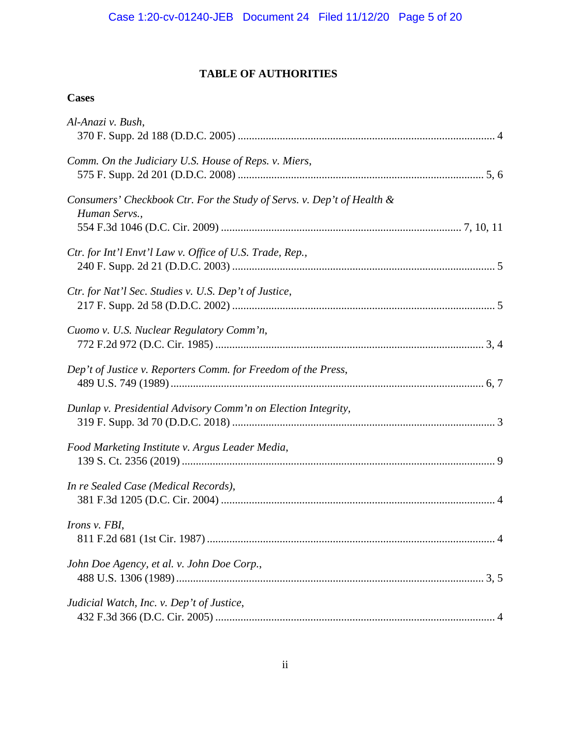## TABLE OF AUTHORITIES

### Cases

*Al-Anazi v. Bush*,
370 F. Supp. 2d 188 (D.D.C. 2005) .......... 4

*Comm. On the Judiciary U.S. House of Reps. v. Miers*,
575 F. Supp. 2d 201 (D.D.C. 2008) .......... 5, 6

*Consumers' Checkbook Ctr. For the Study of Servs. v. Dep't of Health & Human Servs.*,
554 F.3d 1046 (D.C. Cir. 2009) .......... 7, 10, 11

*Ctr. for Int'l Envt'l Law v. Office of U.S. Trade, Rep.*,
240 F. Supp. 2d 21 (D.D.C. 2003) .......... 5

*Ctr. for Nat'l Sec. Studies v. U.S. Dep't of Justice*,
217 F. Supp. 2d 58 (D.D.C. 2002) .......... 5

*Cuomo v. U.S. Nuclear Regulatory Comm'n*,
772 F.2d 972 (D.C. Cir. 1985) .......... 3, 4

*Dep't of Justice v. Reporters Comm. for Freedom of the Press*,
489 U.S. 749 (1989) .......... 6, 7

*Dunlap v. Presidential Advisory Comm'n on Election Integrity*,
319 F. Supp. 3d 70 (D.D.C. 2018) .......... 3

*Food Marketing Institute v. Argus Leader Media*,
139 S. Ct. 2356 (2019) .......... 9

*In re Sealed Case (Medical Records)*,
381 F.3d 1205 (D.C. Cir. 2004) .......... 4

*Irons v. FBI*,
811 F.2d 681 (1st Cir. 1987) .......... 4

*John Doe Agency, et al. v. John Doe Corp.*,
488 U.S. 1306 (1989) .......... 3, 5

*Judicial Watch, Inc. v. Dep't of Justice*,
432 F.3d 366 (D.C. Cir. 2005) .......... 4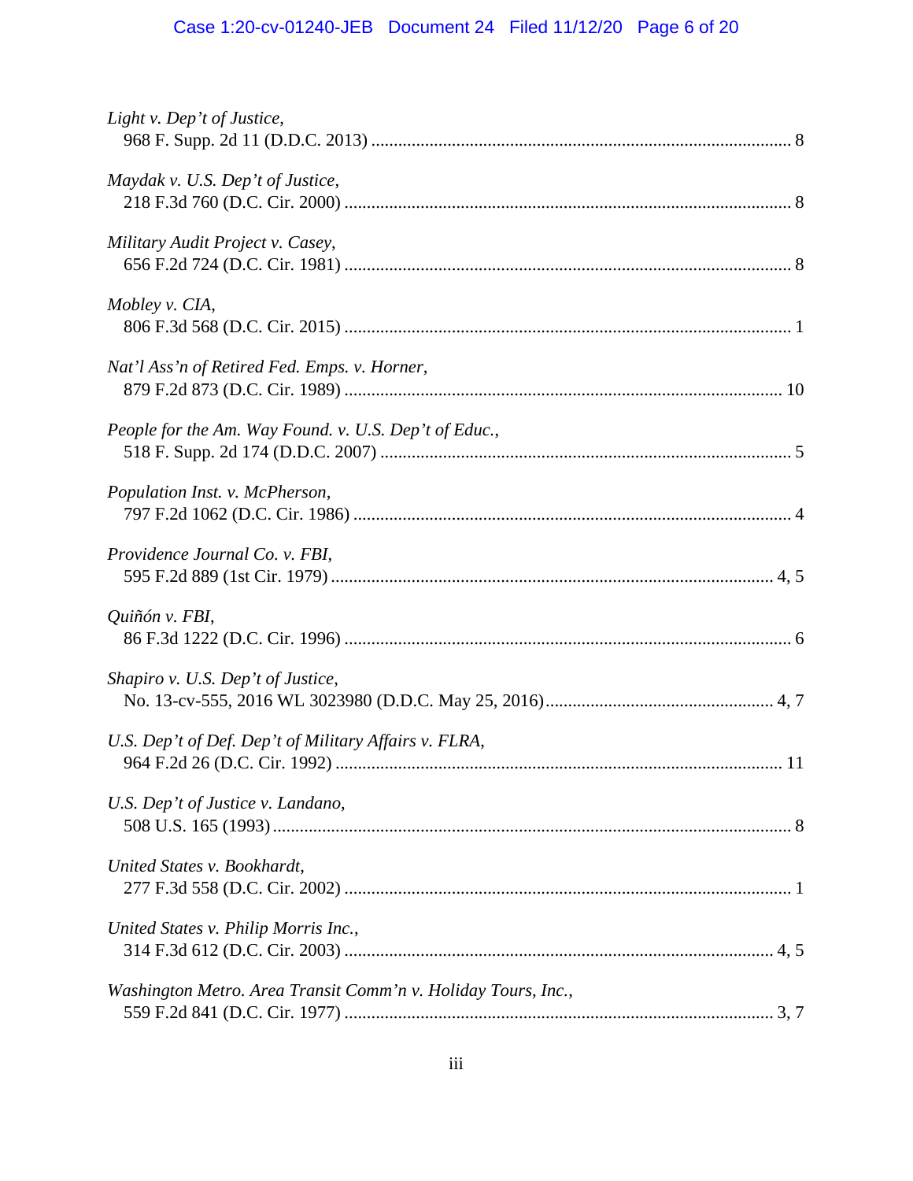*Light v. Dep't of Justice*,
968 F. Supp. 2d 11 (D.D.C. 2013) .............................................................................................. 8

*Maydak v. U.S. Dep't of Justice*,
218 F.3d 760 (D.C. Cir. 2000) .................................................................................................... 8

*Military Audit Project v. Casey*,
656 F.2d 724 (D.C. Cir. 1981) .................................................................................................... 8

*Mobley v. CIA*,
806 F.3d 568 (D.C. Cir. 2015) .................................................................................................... 1

*Nat'l Ass'n of Retired Fed. Emps. v. Horner*,
879 F.2d 873 (D.C. Cir. 1989) .................................................................................................. 10

*People for the Am. Way Found. v. U.S. Dep't of Educ.*,
518 F. Supp. 2d 174 (D.D.C. 2007) ............................................................................................ 5

*Population Inst. v. McPherson*,
797 F.2d 1062 (D.C. Cir. 1986) .................................................................................................. 4

*Providence Journal Co. v. FBI*,
595 F.2d 889 (1st Cir. 1979) ................................................................................................... 4, 5

*Quiñón v. FBI*,
86 F.3d 1222 (D.C. Cir. 1996) .................................................................................................... 6

*Shapiro v. U.S. Dep't of Justice*,
No. 13-cv-555, 2016 WL 3023980 (D.D.C. May 25, 2016) ................................................... 4, 7

*U.S. Dep't of Def. Dep't of Military Affairs v. FLRA*,
964 F.2d 26 (D.C. Cir. 1992) .................................................................................................... 11

*U.S. Dep't of Justice v. Landano*,
508 U.S. 165 (1993) .................................................................................................................... 8

*United States v. Bookhardt*,
277 F.3d 558 (D.C. Cir. 2002) .................................................................................................... 1

*United States v. Philip Morris Inc.*,
314 F.3d 612 (D.C. Cir. 2003) ................................................................................................ 4, 5

*Washington Metro. Area Transit Comm'n v. Holiday Tours, Inc.*,
559 F.2d 841 (D.C. Cir. 1977) ................................................................................................ 3, 7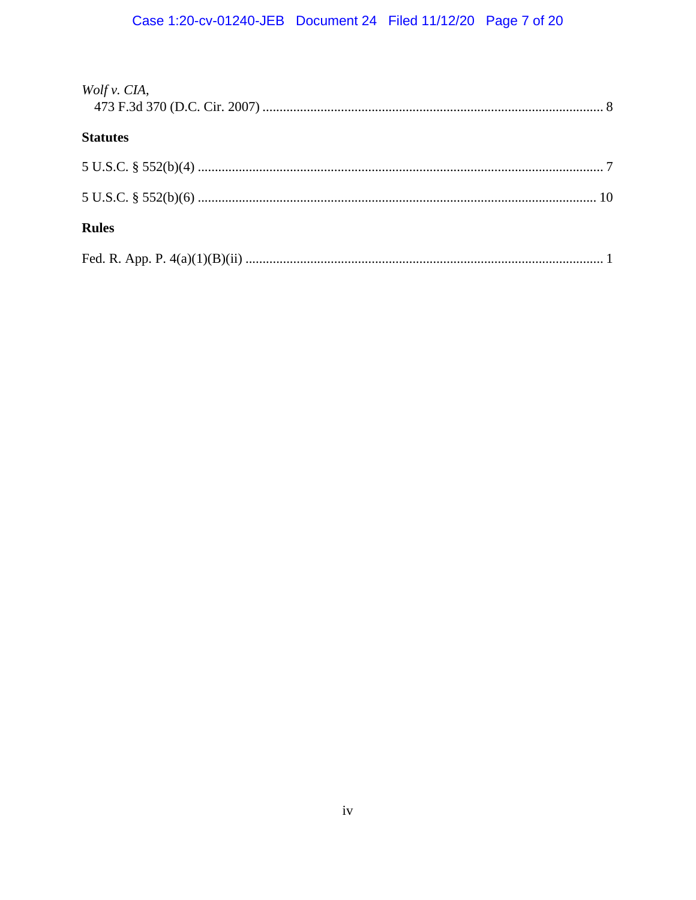*Wolf v. CIA*,
473 F.3d 370 (D.C. Cir. 2007) .................................................................................................... 8

**Statutes**

5 U.S.C. § 552(b)(4) ...................................................................................................................... 7

5 U.S.C. § 552(b)(6) .................................................................................................................... 10

**Rules**

Fed. R. App. P. 4(a)(1)(B)(ii) ........................................................................................................ 1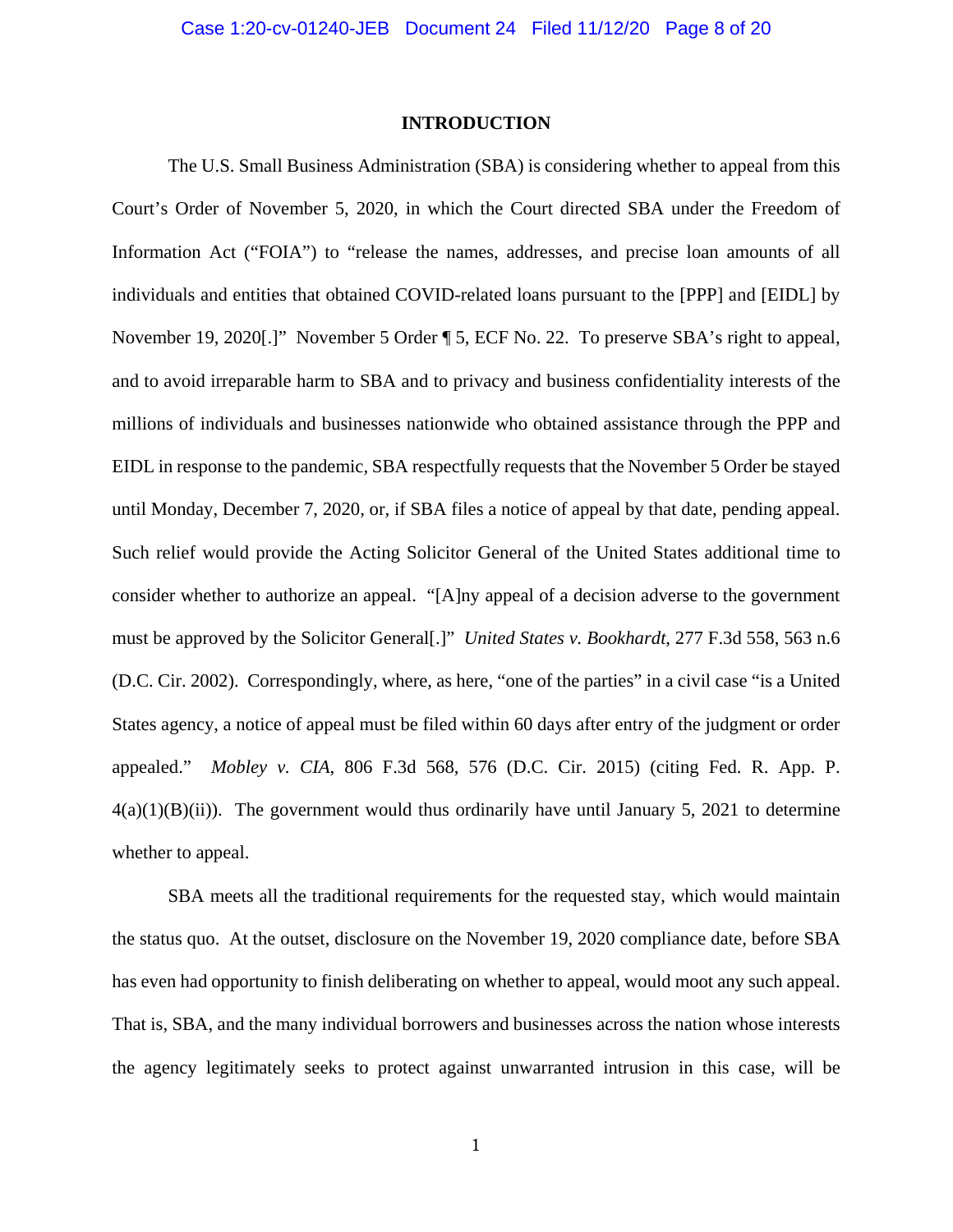# INTRODUCTION

The U.S. Small Business Administration (SBA) is considering whether to appeal from this Court's Order of November 5, 2020, in which the Court directed SBA under the Freedom of Information Act ("FOIA") to "release the names, addresses, and precise loan amounts of all individuals and entities that obtained COVID-related loans pursuant to the [PPP] and [EIDL] by November 19, 2020[.]" November 5 Order ¶ 5, ECF No. 22. To preserve SBA's right to appeal, and to avoid irreparable harm to SBA and to privacy and business confidentiality interests of the millions of individuals and businesses nationwide who obtained assistance through the PPP and EIDL in response to the pandemic, SBA respectfully requests that the November 5 Order be stayed until Monday, December 7, 2020, or, if SBA files a notice of appeal by that date, pending appeal. Such relief would provide the Acting Solicitor General of the United States additional time to consider whether to authorize an appeal. "[A]ny appeal of a decision adverse to the government must be approved by the Solicitor General[.]" *United States v. Bookhardt*, 277 F.3d 558, 563 n.6 (D.C. Cir. 2002). Correspondingly, where, as here, "one of the parties" in a civil case "is a United States agency, a notice of appeal must be filed within 60 days after entry of the judgment or order appealed." *Mobley v. CIA*, 806 F.3d 568, 576 (D.C. Cir. 2015) (citing Fed. R. App. P. 4(a)(1)(B)(ii)). The government would thus ordinarily have until January 5, 2021 to determine whether to appeal.

SBA meets all the traditional requirements for the requested stay, which would maintain the status quo. At the outset, disclosure on the November 19, 2020 compliance date, before SBA has even had opportunity to finish deliberating on whether to appeal, would moot any such appeal. That is, SBA, and the many individual borrowers and businesses across the nation whose interests the agency legitimately seeks to protect against unwarranted intrusion in this case, will be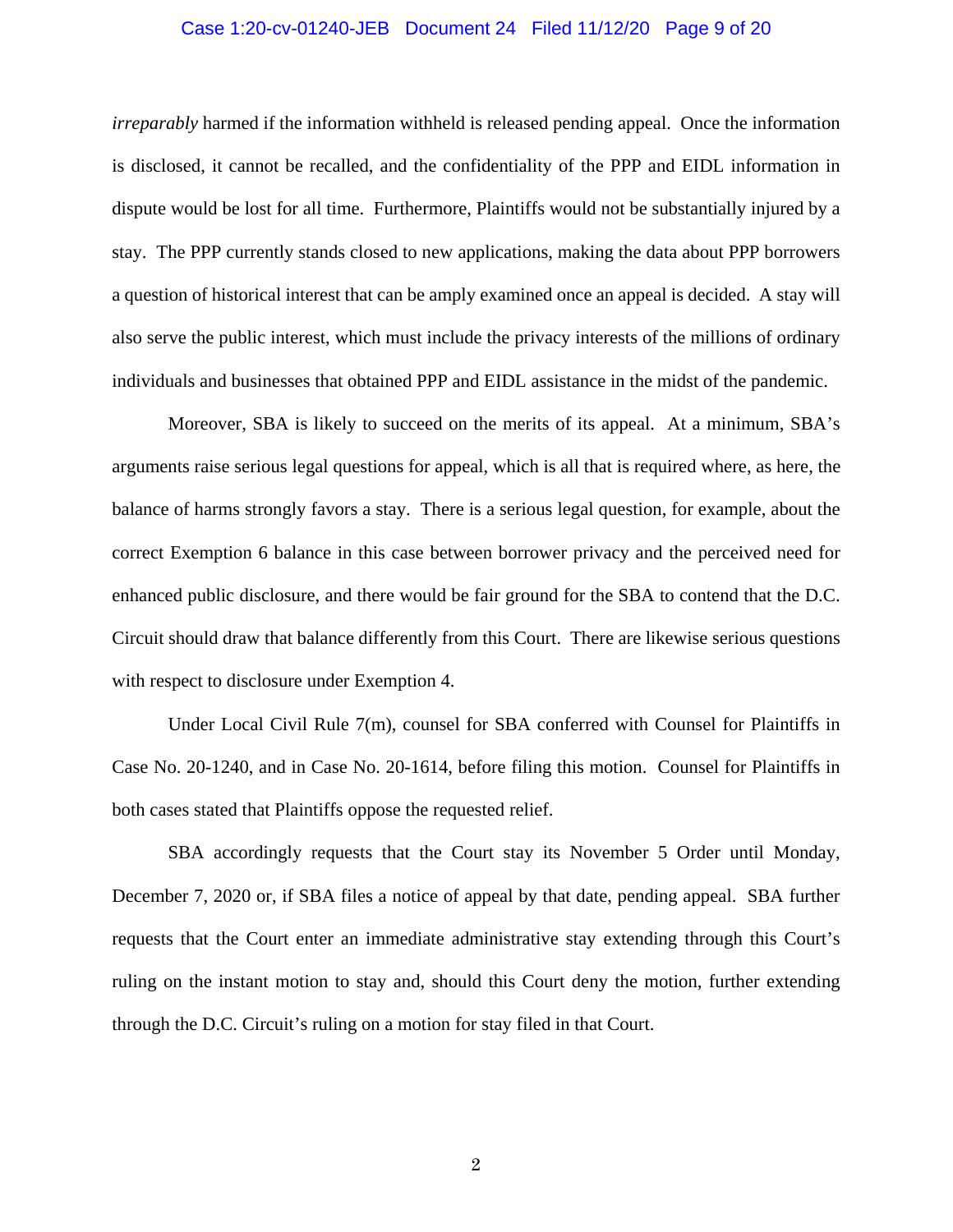*irreparably* harmed if the information withheld is released pending appeal. Once the information is disclosed, it cannot be recalled, and the confidentiality of the PPP and EIDL information in dispute would be lost for all time. Furthermore, Plaintiffs would not be substantially injured by a stay. The PPP currently stands closed to new applications, making the data about PPP borrowers a question of historical interest that can be amply examined once an appeal is decided. A stay will also serve the public interest, which must include the privacy interests of the millions of ordinary individuals and businesses that obtained PPP and EIDL assistance in the midst of the pandemic.

Moreover, SBA is likely to succeed on the merits of its appeal. At a minimum, SBA's arguments raise serious legal questions for appeal, which is all that is required where, as here, the balance of harms strongly favors a stay. There is a serious legal question, for example, about the correct Exemption 6 balance in this case between borrower privacy and the perceived need for enhanced public disclosure, and there would be fair ground for the SBA to contend that the D.C. Circuit should draw that balance differently from this Court. There are likewise serious questions with respect to disclosure under Exemption 4.

Under Local Civil Rule 7(m), counsel for SBA conferred with Counsel for Plaintiffs in Case No. 20-1240, and in Case No. 20-1614, before filing this motion. Counsel for Plaintiffs in both cases stated that Plaintiffs oppose the requested relief.

SBA accordingly requests that the Court stay its November 5 Order until Monday, December 7, 2020 or, if SBA files a notice of appeal by that date, pending appeal. SBA further requests that the Court enter an immediate administrative stay extending through this Court's ruling on the instant motion to stay and, should this Court deny the motion, further extending through the D.C. Circuit's ruling on a motion for stay filed in that Court.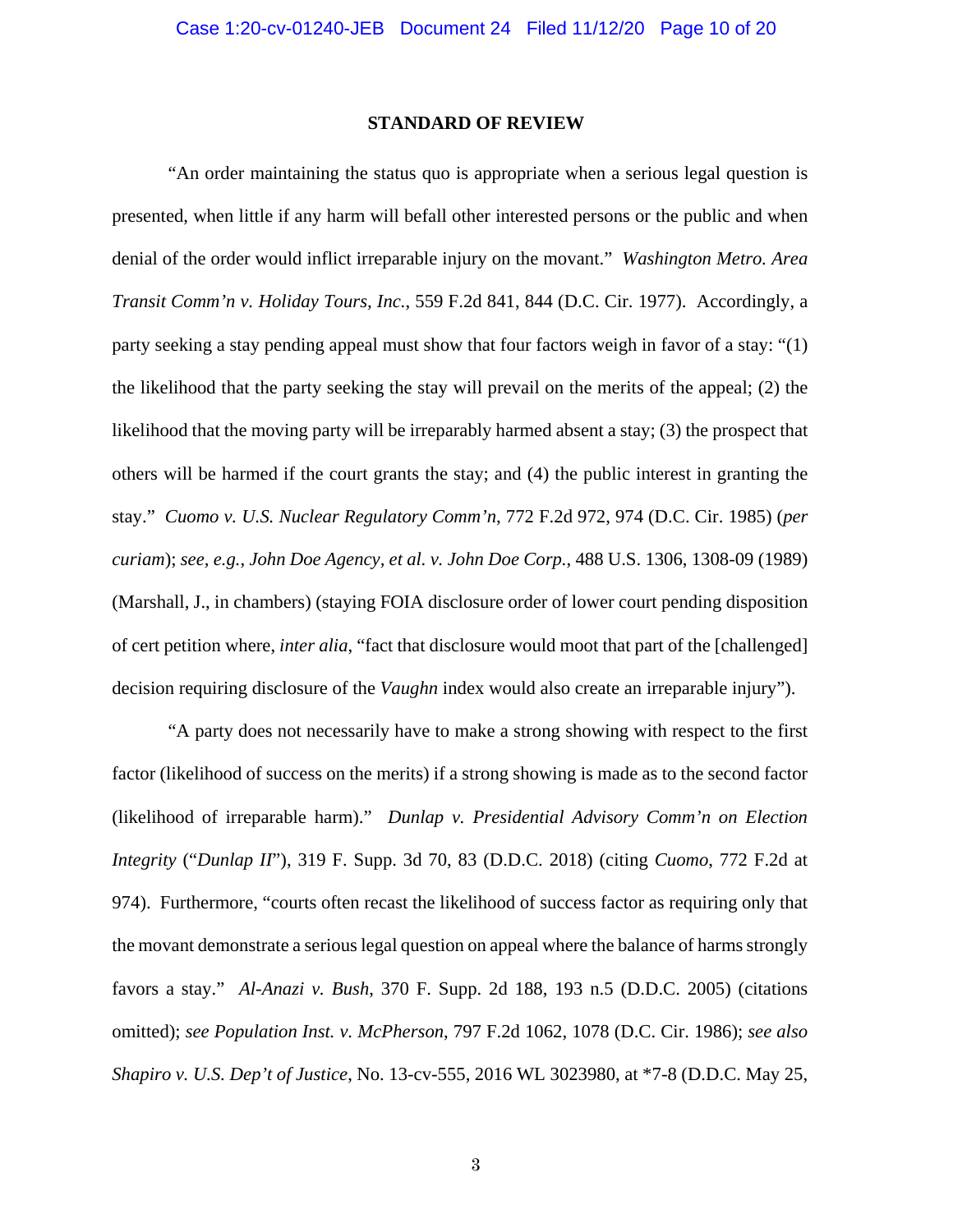## STANDARD OF REVIEW

"An order maintaining the status quo is appropriate when a serious legal question is presented, when little if any harm will befall other interested persons or the public and when denial of the order would inflict irreparable injury on the movant." *Washington Metro. Area Transit Comm'n v. Holiday Tours, Inc.*, 559 F.2d 841, 844 (D.C. Cir. 1977). Accordingly, a party seeking a stay pending appeal must show that four factors weigh in favor of a stay: "(1) the likelihood that the party seeking the stay will prevail on the merits of the appeal; (2) the likelihood that the moving party will be irreparably harmed absent a stay; (3) the prospect that others will be harmed if the court grants the stay; and (4) the public interest in granting the stay." *Cuomo v. U.S. Nuclear Regulatory Comm'n*, 772 F.2d 972, 974 (D.C. Cir. 1985) (*per curiam*); *see, e.g.*, *John Doe Agency, et al. v. John Doe Corp.*, 488 U.S. 1306, 1308-09 (1989) (Marshall, J., in chambers) (staying FOIA disclosure order of lower court pending disposition of cert petition where, *inter alia*, "fact that disclosure would moot that part of the [challenged] decision requiring disclosure of the *Vaughn* index would also create an irreparable injury").

"A party does not necessarily have to make a strong showing with respect to the first factor (likelihood of success on the merits) if a strong showing is made as to the second factor (likelihood of irreparable harm)." *Dunlap v. Presidential Advisory Comm'n on Election Integrity* ("*Dunlap II*"), 319 F. Supp. 3d 70, 83 (D.D.C. 2018) (citing *Cuomo*, 772 F.2d at 974). Furthermore, "courts often recast the likelihood of success factor as requiring only that the movant demonstrate a serious legal question on appeal where the balance of harms strongly favors a stay." *Al-Anazi v. Bush*, 370 F. Supp. 2d 188, 193 n.5 (D.D.C. 2005) (citations omitted); *see Population Inst. v. McPherson*, 797 F.2d 1062, 1078 (D.C. Cir. 1986); *see also Shapiro v. U.S. Dep't of Justice*, No. 13-cv-555, 2016 WL 3023980, at *7-8 (D.D.C. May 25,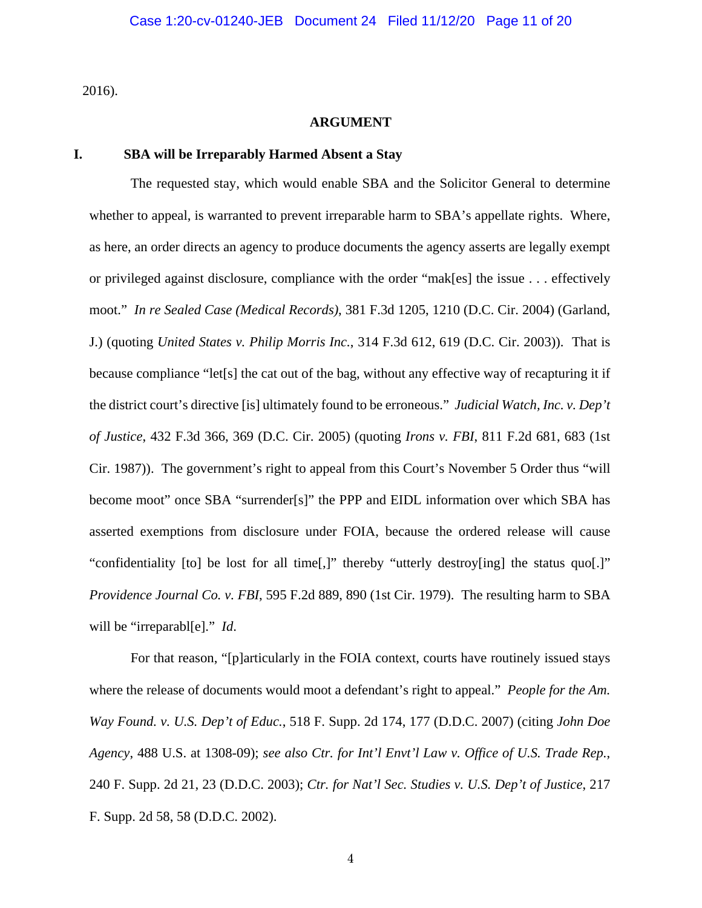2016).

## ARGUMENT

### I. SBA will be Irreparably Harmed Absent a Stay

The requested stay, which would enable SBA and the Solicitor General to determine whether to appeal, is warranted to prevent irreparable harm to SBA's appellate rights. Where, as here, an order directs an agency to produce documents the agency asserts are legally exempt or privileged against disclosure, compliance with the order "mak[es] the issue . . . effectively moot." *In re Sealed Case (Medical Records)*, 381 F.3d 1205, 1210 (D.C. Cir. 2004) (Garland, J.) (quoting *United States v. Philip Morris Inc.*, 314 F.3d 612, 619 (D.C. Cir. 2003)). That is because compliance "let[s] the cat out of the bag, without any effective way of recapturing it if the district court's directive [is] ultimately found to be erroneous." *Judicial Watch, Inc. v. Dep't of Justice*, 432 F.3d 366, 369 (D.C. Cir. 2005) (quoting *Irons v. FBI*, 811 F.2d 681, 683 (1st Cir. 1987)). The government's right to appeal from this Court's November 5 Order thus "will become moot" once SBA "surrender[s]" the PPP and EIDL information over which SBA has asserted exemptions from disclosure under FOIA, because the ordered release will cause "confidentiality [to] be lost for all time[,]" thereby "utterly destroy[ing] the status quo[.]" *Providence Journal Co. v. FBI*, 595 F.2d 889, 890 (1st Cir. 1979). The resulting harm to SBA will be "irreparabl[e]." *Id*.

For that reason, "[p]articularly in the FOIA context, courts have routinely issued stays where the release of documents would moot a defendant's right to appeal." *People for the Am. Way Found. v. U.S. Dep't of Educ.*, 518 F. Supp. 2d 174, 177 (D.D.C. 2007) (citing *John Doe Agency*, 488 U.S. at 1308-09); *see also Ctr. for Int'l Envt'l Law v. Office of U.S. Trade Rep.*, 240 F. Supp. 2d 21, 23 (D.D.C. 2003); *Ctr. for Nat'l Sec. Studies v. U.S. Dep't of Justice*, 217 F. Supp. 2d 58, 58 (D.D.C. 2002).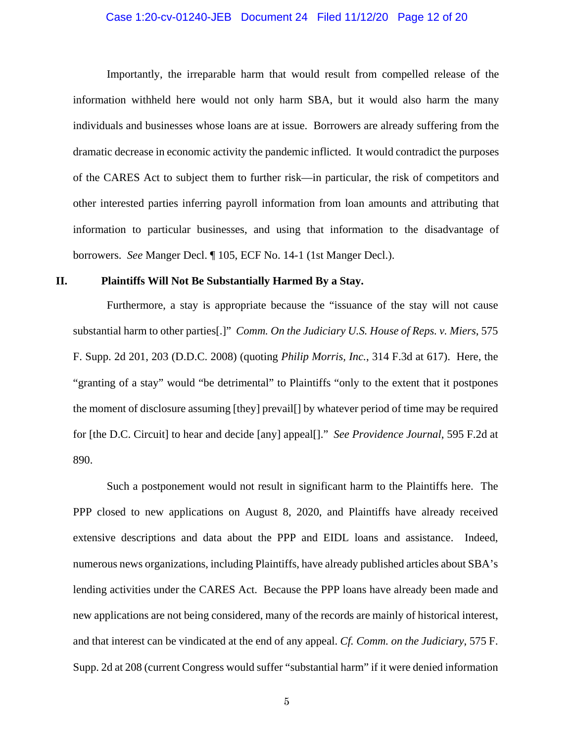Importantly, the irreparable harm that would result from compelled release of the information withheld here would not only harm SBA, but it would also harm the many individuals and businesses whose loans are at issue. Borrowers are already suffering from the dramatic decrease in economic activity the pandemic inflicted. It would contradict the purposes of the CARES Act to subject them to further risk—in particular, the risk of competitors and other interested parties inferring payroll information from loan amounts and attributing that information to particular businesses, and using that information to the disadvantage of borrowers. *See* Manger Decl. ¶ 105, ECF No. 14-1 (1st Manger Decl.).

## II. Plaintiffs Will Not Be Substantially Harmed By a Stay.

Furthermore, a stay is appropriate because the "issuance of the stay will not cause substantial harm to other parties[.]" *Comm. On the Judiciary U.S. House of Reps. v. Miers*, 575 F. Supp. 2d 201, 203 (D.D.C. 2008) (quoting *Philip Morris, Inc.*, 314 F.3d at 617). Here, the "granting of a stay" would "be detrimental" to Plaintiffs "only to the extent that it postpones the moment of disclosure assuming [they] prevail[] by whatever period of time may be required for [the D.C. Circuit] to hear and decide [any] appeal[]." *See Providence Journal*, 595 F.2d at 890.

Such a postponement would not result in significant harm to the Plaintiffs here. The PPP closed to new applications on August 8, 2020, and Plaintiffs have already received extensive descriptions and data about the PPP and EIDL loans and assistance. Indeed, numerous news organizations, including Plaintiffs, have already published articles about SBA's lending activities under the CARES Act. Because the PPP loans have already been made and new applications are not being considered, many of the records are mainly of historical interest, and that interest can be vindicated at the end of any appeal. *Cf. Comm. on the Judiciary*, 575 F. Supp. 2d at 208 (current Congress would suffer "substantial harm" if it were denied information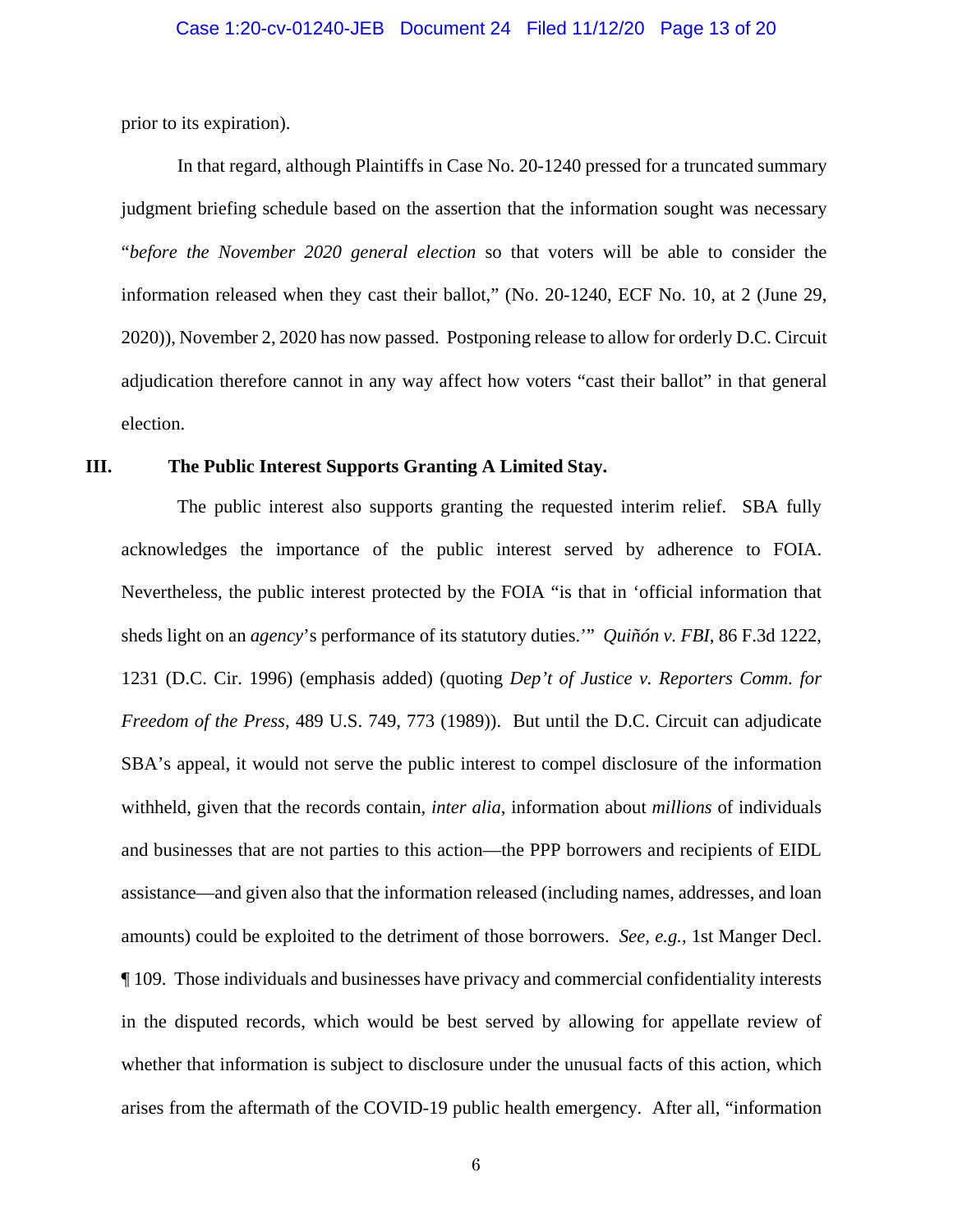prior to its expiration).

In that regard, although Plaintiffs in Case No. 20-1240 pressed for a truncated summary judgment briefing schedule based on the assertion that the information sought was necessary "*before the November 2020 general election* so that voters will be able to consider the information released when they cast their ballot," (No. 20-1240, ECF No. 10, at 2 (June 29, 2020)), November 2, 2020 has now passed. Postponing release to allow for orderly D.C. Circuit adjudication therefore cannot in any way affect how voters "cast their ballot" in that general election.

## III. The Public Interest Supports Granting A Limited Stay.

The public interest also supports granting the requested interim relief. SBA fully acknowledges the importance of the public interest served by adherence to FOIA. Nevertheless, the public interest protected by the FOIA "is that in 'official information that sheds light on an *agency*'s performance of its statutory duties.'" *Quiñón v. FBI*, 86 F.3d 1222, 1231 (D.C. Cir. 1996) (emphasis added) (quoting *Dep't of Justice v. Reporters Comm. for Freedom of the Press*, 489 U.S. 749, 773 (1989)). But until the D.C. Circuit can adjudicate SBA's appeal, it would not serve the public interest to compel disclosure of the information withheld, given that the records contain, *inter alia*, information about *millions* of individuals and businesses that are not parties to this action—the PPP borrowers and recipients of EIDL assistance—and given also that the information released (including names, addresses, and loan amounts) could be exploited to the detriment of those borrowers. *See, e.g.*, 1st Manger Decl. ¶ 109. Those individuals and businesses have privacy and commercial confidentiality interests in the disputed records, which would be best served by allowing for appellate review of whether that information is subject to disclosure under the unusual facts of this action, which arises from the aftermath of the COVID-19 public health emergency. After all, "information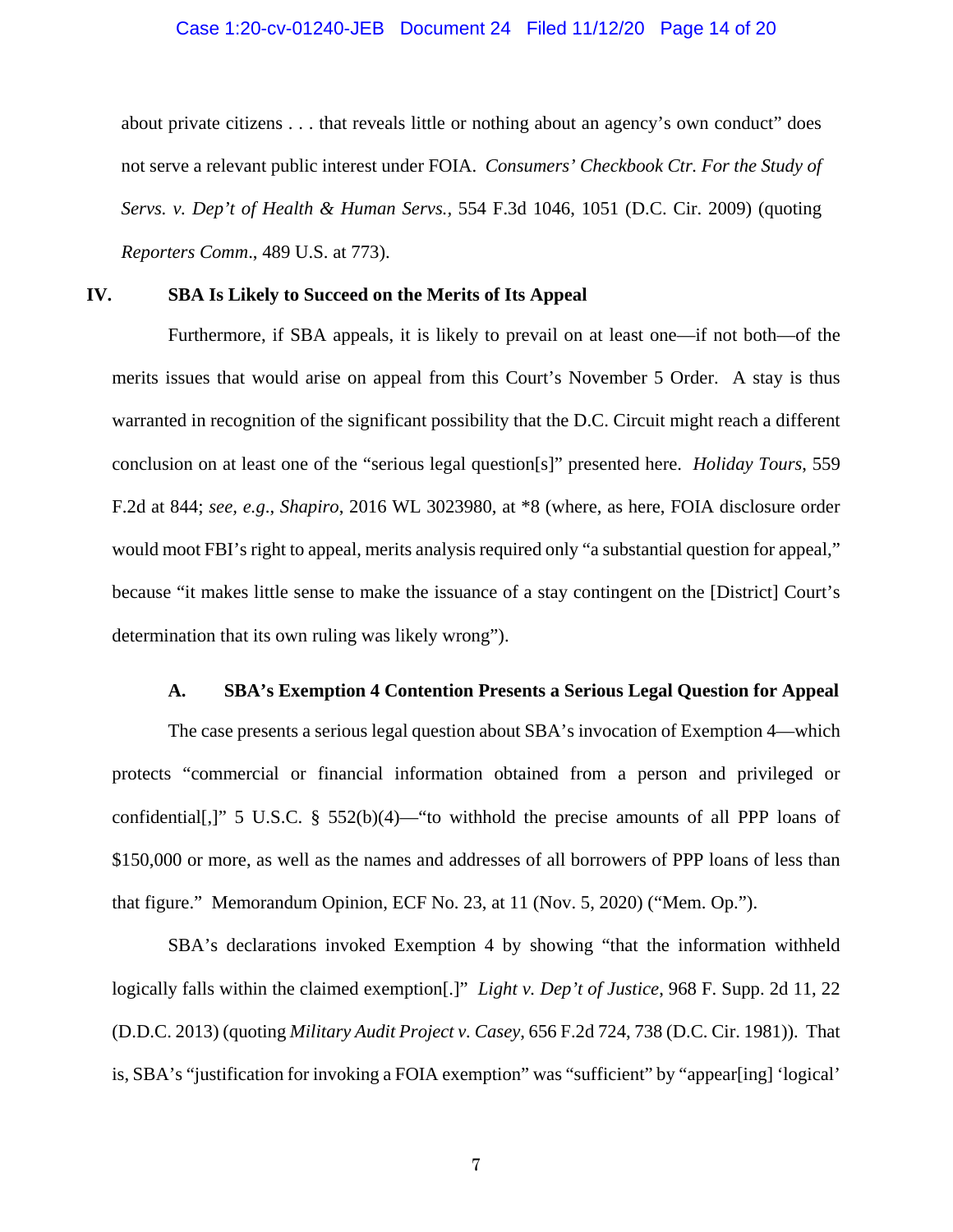about private citizens . . . that reveals little or nothing about an agency's own conduct" does not serve a relevant public interest under FOIA. *Consumers' Checkbook Ctr. For the Study of Servs. v. Dep't of Health & Human Servs.*, 554 F.3d 1046, 1051 (D.C. Cir. 2009) (quoting *Reporters Comm*., 489 U.S. at 773).

## IV. SBA Is Likely to Succeed on the Merits of Its Appeal

Furthermore, if SBA appeals, it is likely to prevail on at least one—if not both—of the merits issues that would arise on appeal from this Court's November 5 Order. A stay is thus warranted in recognition of the significant possibility that the D.C. Circuit might reach a different conclusion on at least one of the "serious legal question[s]" presented here. *Holiday Tours*, 559 F.2d at 844; *see, e.g.*, *Shapiro*, 2016 WL 3023980, at *8 (where, as here, FOIA disclosure order would moot FBI's right to appeal, merits analysis required only "a substantial question for appeal," because "it makes little sense to make the issuance of a stay contingent on the [District] Court's determination that its own ruling was likely wrong").

### A. SBA's Exemption 4 Contention Presents a Serious Legal Question for Appeal

The case presents a serious legal question about SBA's invocation of Exemption 4—which protects "commercial or financial information obtained from a person and privileged or confidential[,]" 5 U.S.C. § 552(b)(4)—"to withhold the precise amounts of all PPP loans of $150,000 or more, as well as the names and addresses of all borrowers of PPP loans of less than that figure." Memorandum Opinion, ECF No. 23, at 11 (Nov. 5, 2020) ("Mem. Op.").

SBA's declarations invoked Exemption 4 by showing "that the information withheld logically falls within the claimed exemption[.]" *Light v. Dep't of Justice*, 968 F. Supp. 2d 11, 22 (D.D.C. 2013) (quoting *Military Audit Project v. Casey*, 656 F.2d 724, 738 (D.C. Cir. 1981)). That is, SBA's "justification for invoking a FOIA exemption" was "sufficient" by "appear[ing] 'logical'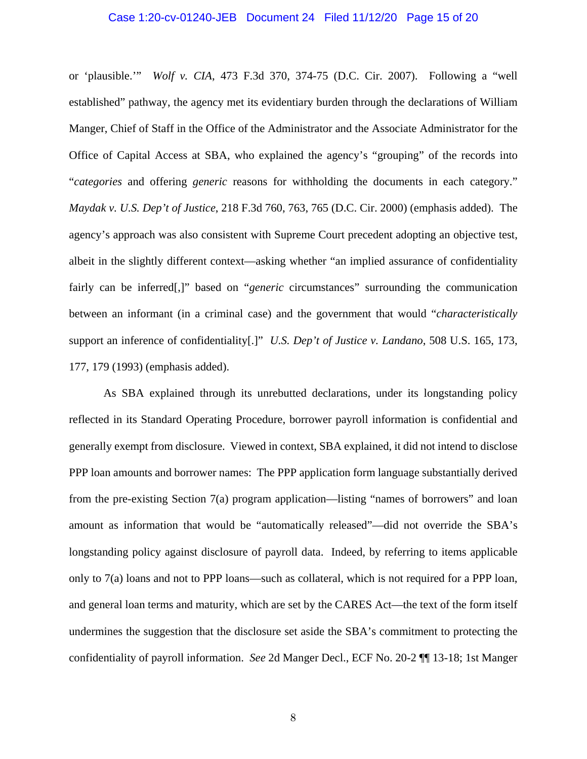or 'plausible.'" *Wolf v. CIA*, 473 F.3d 370, 374-75 (D.C. Cir. 2007). Following a "well established" pathway, the agency met its evidentiary burden through the declarations of William Manger, Chief of Staff in the Office of the Administrator and the Associate Administrator for the Office of Capital Access at SBA, who explained the agency's "grouping" of the records into "*categories* and offering *generic* reasons for withholding the documents in each category." *Maydak v. U.S. Dep't of Justice*, 218 F.3d 760, 763, 765 (D.C. Cir. 2000) (emphasis added). The agency's approach was also consistent with Supreme Court precedent adopting an objective test, albeit in the slightly different context—asking whether "an implied assurance of confidentiality fairly can be inferred[,]" based on "*generic* circumstances" surrounding the communication between an informant (in a criminal case) and the government that would "*characteristically* support an inference of confidentiality[.]" *U.S. Dep't of Justice v. Landano*, 508 U.S. 165, 173, 177, 179 (1993) (emphasis added).

As SBA explained through its unrebutted declarations, under its longstanding policy reflected in its Standard Operating Procedure, borrower payroll information is confidential and generally exempt from disclosure. Viewed in context, SBA explained, it did not intend to disclose PPP loan amounts and borrower names: The PPP application form language substantially derived from the pre-existing Section 7(a) program application—listing "names of borrowers" and loan amount as information that would be "automatically released"—did not override the SBA's longstanding policy against disclosure of payroll data. Indeed, by referring to items applicable only to 7(a) loans and not to PPP loans—such as collateral, which is not required for a PPP loan, and general loan terms and maturity, which are set by the CARES Act—the text of the form itself undermines the suggestion that the disclosure set aside the SBA's commitment to protecting the confidentiality of payroll information. *See* 2d Manger Decl., ECF No. 20-2 ¶¶ 13-18; 1st Manger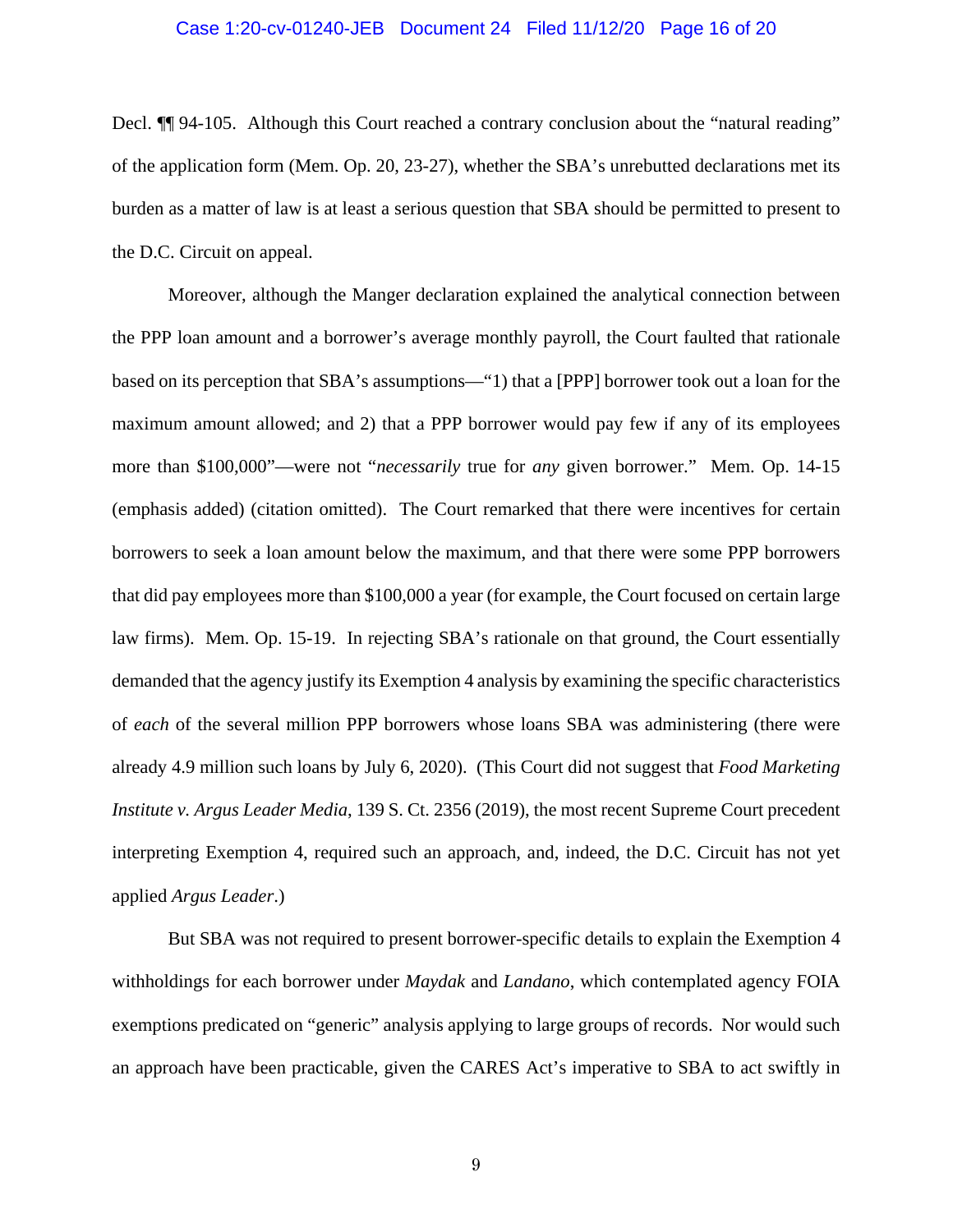Decl. ¶¶ 94-105. Although this Court reached a contrary conclusion about the "natural reading" of the application form (Mem. Op. 20, 23-27), whether the SBA's unrebutted declarations met its burden as a matter of law is at least a serious question that SBA should be permitted to present to the D.C. Circuit on appeal.

Moreover, although the Manger declaration explained the analytical connection between the PPP loan amount and a borrower's average monthly payroll, the Court faulted that rationale based on its perception that SBA's assumptions—"1) that a [PPP] borrower took out a loan for the maximum amount allowed; and 2) that a PPP borrower would pay few if any of its employees more than $100,000"—were not "*necessarily* true for *any* given borrower." Mem. Op. 14-15 (emphasis added) (citation omitted). The Court remarked that there were incentives for certain borrowers to seek a loan amount below the maximum, and that there were some PPP borrowers that did pay employees more than $100,000 a year (for example, the Court focused on certain large law firms). Mem. Op. 15-19. In rejecting SBA's rationale on that ground, the Court essentially demanded that the agency justify its Exemption 4 analysis by examining the specific characteristics of *each* of the several million PPP borrowers whose loans SBA was administering (there were already 4.9 million such loans by July 6, 2020). (This Court did not suggest that *Food Marketing Institute v. Argus Leader Media*, 139 S. Ct. 2356 (2019), the most recent Supreme Court precedent interpreting Exemption 4, required such an approach, and, indeed, the D.C. Circuit has not yet applied *Argus Leader*.)

But SBA was not required to present borrower-specific details to explain the Exemption 4 withholdings for each borrower under *Maydak* and *Landano*, which contemplated agency FOIA exemptions predicated on "generic" analysis applying to large groups of records. Nor would such an approach have been practicable, given the CARES Act's imperative to SBA to act swiftly in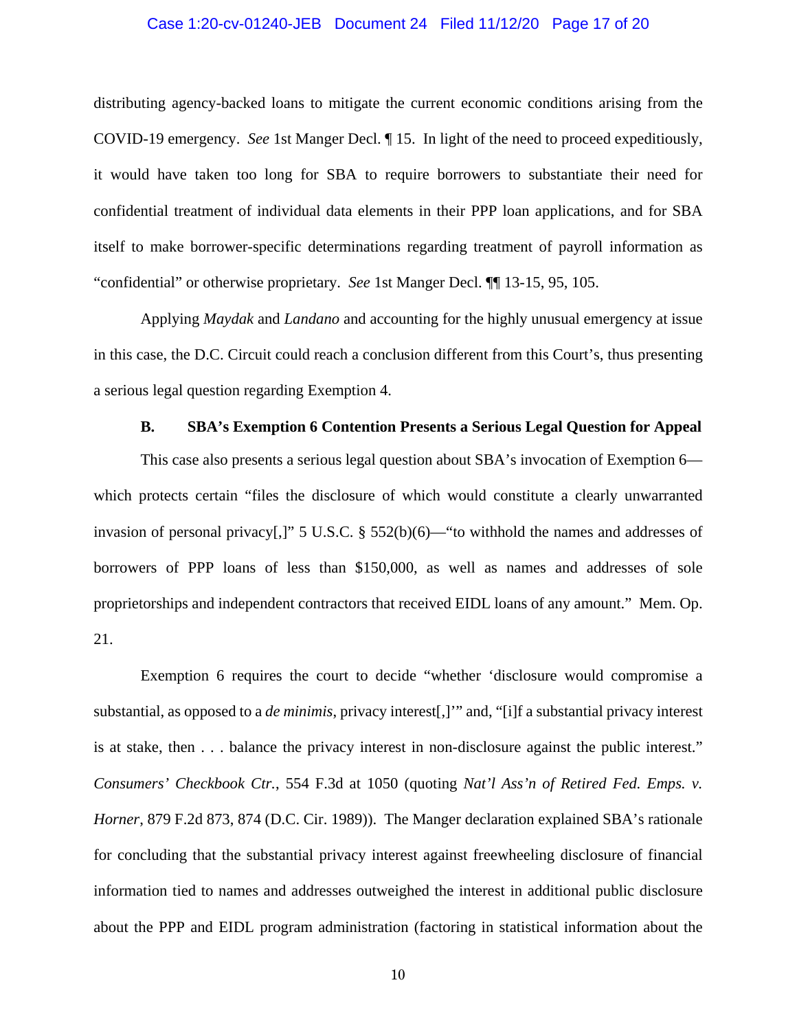distributing agency-backed loans to mitigate the current economic conditions arising from the COVID-19 emergency. *See* 1st Manger Decl. ¶ 15. In light of the need to proceed expeditiously, it would have taken too long for SBA to require borrowers to substantiate their need for confidential treatment of individual data elements in their PPP loan applications, and for SBA itself to make borrower-specific determinations regarding treatment of payroll information as "confidential" or otherwise proprietary. *See* 1st Manger Decl. ¶¶ 13-15, 95, 105.

Applying *Maydak* and *Landano* and accounting for the highly unusual emergency at issue in this case, the D.C. Circuit could reach a conclusion different from this Court's, thus presenting a serious legal question regarding Exemption 4.

### B. SBA's Exemption 6 Contention Presents a Serious Legal Question for Appeal

This case also presents a serious legal question about SBA's invocation of Exemption 6—which protects certain "files the disclosure of which would constitute a clearly unwarranted invasion of personal privacy[,]" 5 U.S.C. § 552(b)(6)—"to withhold the names and addresses of borrowers of PPP loans of less than $150,000, as well as names and addresses of sole proprietorships and independent contractors that received EIDL loans of any amount." Mem. Op. 21.

Exemption 6 requires the court to decide "whether 'disclosure would compromise a substantial, as opposed to a *de minimis*, privacy interest[,]'" and, "[i]f a substantial privacy interest is at stake, then . . . balance the privacy interest in non-disclosure against the public interest." *Consumers' Checkbook Ctr.*, 554 F.3d at 1050 (quoting *Nat'l Ass'n of Retired Fed. Emps. v. Horner*, 879 F.2d 873, 874 (D.C. Cir. 1989)). The Manger declaration explained SBA's rationale for concluding that the substantial privacy interest against freewheeling disclosure of financial information tied to names and addresses outweighed the interest in additional public disclosure about the PPP and EIDL program administration (factoring in statistical information about the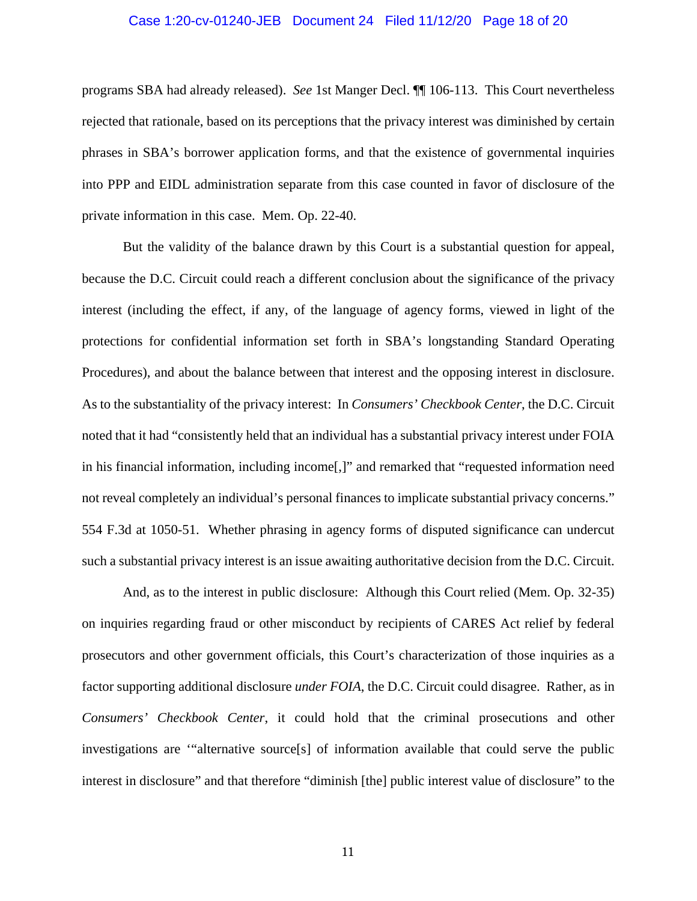programs SBA had already released). *See* 1st Manger Decl. ¶¶ 106-113. This Court nevertheless rejected that rationale, based on its perceptions that the privacy interest was diminished by certain phrases in SBA's borrower application forms, and that the existence of governmental inquiries into PPP and EIDL administration separate from this case counted in favor of disclosure of the private information in this case. Mem. Op. 22-40.

But the validity of the balance drawn by this Court is a substantial question for appeal, because the D.C. Circuit could reach a different conclusion about the significance of the privacy interest (including the effect, if any, of the language of agency forms, viewed in light of the protections for confidential information set forth in SBA's longstanding Standard Operating Procedures), and about the balance between that interest and the opposing interest in disclosure. As to the substantiality of the privacy interest: In *Consumers' Checkbook Center*, the D.C. Circuit noted that it had "consistently held that an individual has a substantial privacy interest under FOIA in his financial information, including income[,]" and remarked that "requested information need not reveal completely an individual's personal finances to implicate substantial privacy concerns." 554 F.3d at 1050-51. Whether phrasing in agency forms of disputed significance can undercut such a substantial privacy interest is an issue awaiting authoritative decision from the D.C. Circuit.

And, as to the interest in public disclosure: Although this Court relied (Mem. Op. 32-35) on inquiries regarding fraud or other misconduct by recipients of CARES Act relief by federal prosecutors and other government officials, this Court's characterization of those inquiries as a factor supporting additional disclosure *under FOIA*, the D.C. Circuit could disagree. Rather, as in *Consumers' Checkbook Center*, it could hold that the criminal prosecutions and other investigations are '"alternative source[s] of information available that could serve the public interest in disclosure" and that therefore "diminish [the] public interest value of disclosure" to the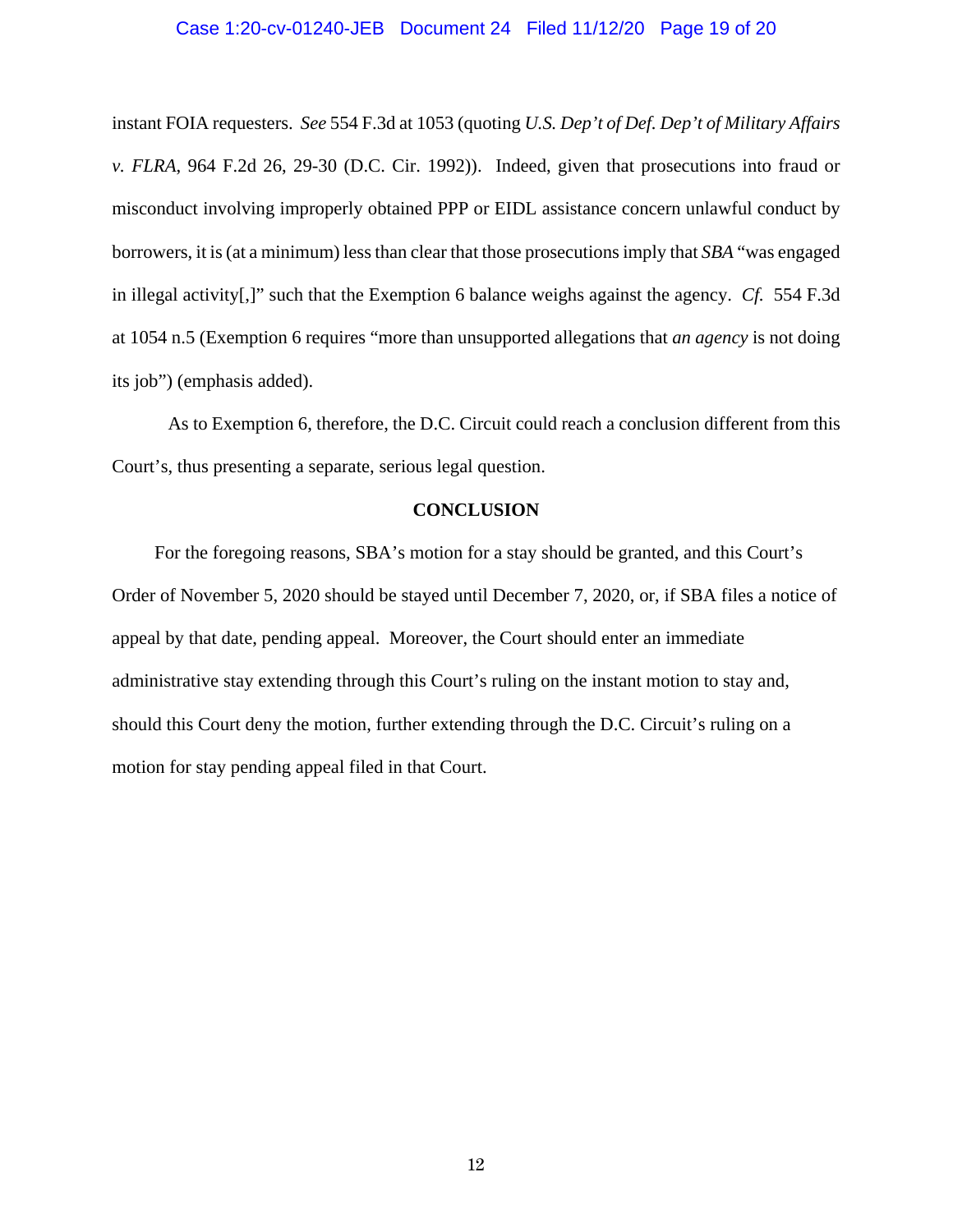instant FOIA requesters. *See* 554 F.3d at 1053 (quoting *U.S. Dep't of Def. Dep't of Military Affairs v. FLRA*, 964 F.2d 26, 29-30 (D.C. Cir. 1992)). Indeed, given that prosecutions into fraud or misconduct involving improperly obtained PPP or EIDL assistance concern unlawful conduct by borrowers, it is (at a minimum) less than clear that those prosecutions imply that *SBA* "was engaged in illegal activity[,]" such that the Exemption 6 balance weighs against the agency. *Cf.* 554 F.3d at 1054 n.5 (Exemption 6 requires "more than unsupported allegations that *an agency* is not doing its job") (emphasis added).

As to Exemption 6, therefore, the D.C. Circuit could reach a conclusion different from this Court's, thus presenting a separate, serious legal question.

## CONCLUSION

For the foregoing reasons, SBA's motion for a stay should be granted, and this Court's Order of November 5, 2020 should be stayed until December 7, 2020, or, if SBA files a notice of appeal by that date, pending appeal. Moreover, the Court should enter an immediate administrative stay extending through this Court's ruling on the instant motion to stay and, should this Court deny the motion, further extending through the D.C. Circuit's ruling on a motion for stay pending appeal filed in that Court.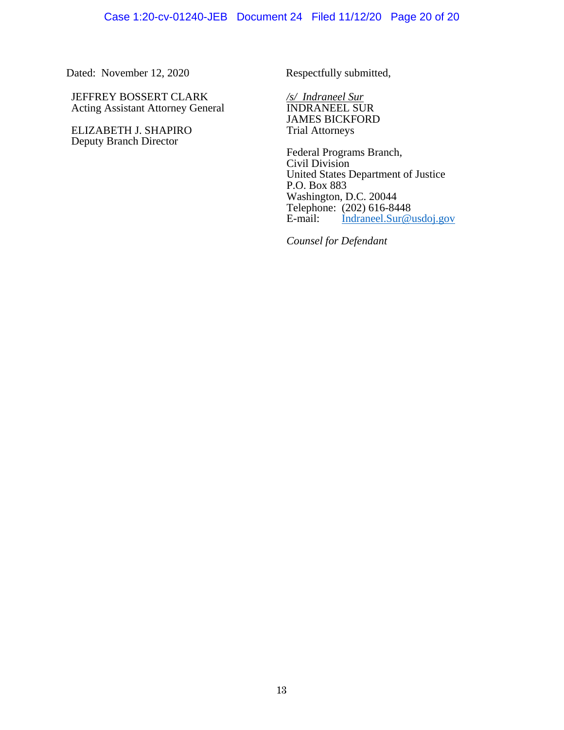Dated: November 12, 2020

Respectfully submitted,

JEFFREY BOSSERT CLARK
Acting Assistant Attorney General

ELIZABETH J. SHAPIRO
Deputy Branch Director

*/s/ Indraneel Sur*
INDRANEEL SUR
JAMES BICKFORD
Trial Attorneys

Federal Programs Branch,
Civil Division
United States Department of Justice
P.O. Box 883
Washington, D.C. 20044
Telephone: (202) 616-8448
E-mail: Indraneel.Sur@usdoj.gov

*Counsel for Defendant*